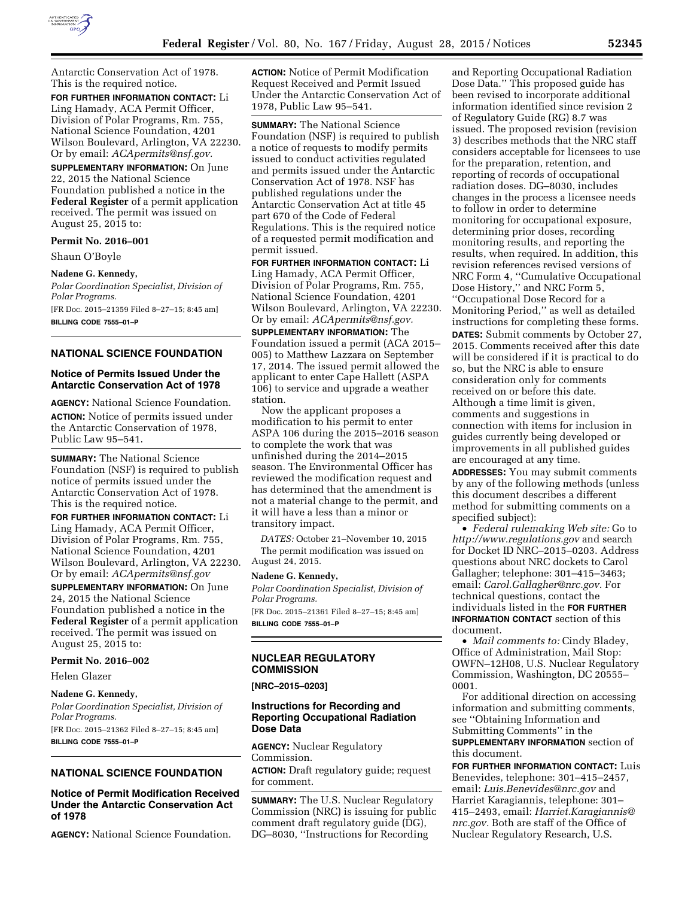Antarctic Conservation Act of 1978. This is the required notice.

**FOR FURTHER INFORMATION CONTACT:** Li Ling Hamady, ACA Permit Officer, Division of Polar Programs, Rm. 755, National Science Foundation, 4201 Wilson Boulevard, Arlington, VA 22230. Or by email: *ACApermits@nsf.gov.*

**SUPPLEMENTARY INFORMATION:** On June 22, 2015 the National Science Foundation published a notice in the **Federal Register** of a permit application received. The permit was issued on August 25, 2015 to:

**Permit No. 2016–001**

Shaun O'Boyle

**Nadene G. Kennedy,**

*Polar Coordination Specialist, Division of Polar Programs.*

[FR Doc. 2015–21359 Filed 8–27–15; 8:45 am]

**BILLING CODE 7555–01–P**

## NATIONAL SCIENCE FOUNDATION

### Notice of Permits Issued Under the Antarctic Conservation Act of 1978

**AGENCY:** National Science Foundation.

**ACTION:** Notice of permits issued under the Antarctic Conservation of 1978, Public Law 95–541.

**SUMMARY:** The National Science Foundation (NSF) is required to publish notice of permits issued under the Antarctic Conservation Act of 1978. This is the required notice.

**FOR FURTHER INFORMATION CONTACT:** Li Ling Hamady, ACA Permit Officer, Division of Polar Programs, Rm. 755, National Science Foundation, 4201 Wilson Boulevard, Arlington, VA 22230. Or by email: *ACApermits@nsf.gov*

**SUPPLEMENTARY INFORMATION:** On June 24, 2015 the National Science Foundation published a notice in the **Federal Register** of a permit application received. The permit was issued on August 25, 2015 to:

**Permit No. 2016–002**

Helen Glazer

**Nadene G. Kennedy,**

*Polar Coordination Specialist, Division of Polar Programs.*

[FR Doc. 2015–21362 Filed 8–27–15; 8:45 am]

**BILLING CODE 7555–01–P**

## NATIONAL SCIENCE FOUNDATION

### Notice of Permit Modification Received Under the Antarctic Conservation Act of 1978

**AGENCY:** National Science Foundation.

**ACTION:** Notice of Permit Modification Request Received and Permit Issued Under the Antarctic Conservation Act of 1978, Public Law 95–541.

**SUMMARY:** The National Science Foundation (NSF) is required to publish a notice of requests to modify permits issued to conduct activities regulated and permits issued under the Antarctic Conservation Act of 1978. NSF has published regulations under the Antarctic Conservation Act at title 45 part 670 of the Code of Federal Regulations. This is the required notice of a requested permit modification and permit issued.

**FOR FURTHER INFORMATION CONTACT:** Li Ling Hamady, ACA Permit Officer, Division of Polar Programs, Rm. 755, National Science Foundation, 4201 Wilson Boulevard, Arlington, VA 22230. Or by email: *ACApermits@nsf.gov.*

**SUPPLEMENTARY INFORMATION:** The Foundation issued a permit (ACA 2015–005) to Matthew Lazzara on September 17, 2014. The issued permit allowed the applicant to enter Cape Hallett (ASPA 106) to service and upgrade a weather station.

Now the applicant proposes a modification to his permit to enter ASPA 106 during the 2015–2016 season to complete the work that was unfinished during the 2014–2015 season. The Environmental Officer has reviewed the modification request and has determined that the amendment is not a material change to the permit, and it will have a less than a minor or transitory impact.

*DATES:* October 21–November 10, 2015

The permit modification was issued on August 24, 2015.

**Nadene G. Kennedy,**

*Polar Coordination Specialist, Division of Polar Programs.*

[FR Doc. 2015–21361 Filed 8–27–15; 8:45 am]

**BILLING CODE 7555–01–P**

## NUCLEAR REGULATORY COMMISSION

**[NRC–2015–0203]**

### Instructions for Recording and Reporting Occupational Radiation Dose Data

**AGENCY:** Nuclear Regulatory Commission.

**ACTION:** Draft regulatory guide; request for comment.

**SUMMARY:** The U.S. Nuclear Regulatory Commission (NRC) is issuing for public comment draft regulatory guide (DG), DG–8030, ''Instructions for Recording and Reporting Occupational Radiation Dose Data.'' This proposed guide has been revised to incorporate additional information identified since revision 2 of Regulatory Guide (RG) 8.7 was issued. The proposed revision (revision 3) describes methods that the NRC staff considers acceptable for licensees to use for the preparation, retention, and reporting of records of occupational radiation doses. DG–8030, includes changes in the process a licensee needs to follow in order to determine monitoring for occupational exposure, determining prior doses, recording monitoring results, and reporting the results, when required. In addition, this revision references revised versions of NRC Form 4, ''Cumulative Occupational Dose History,'' and NRC Form 5, ''Occupational Dose Record for a Monitoring Period,'' as well as detailed instructions for completing these forms.

**DATES:** Submit comments by October 27, 2015. Comments received after this date will be considered if it is practical to do so, but the NRC is able to ensure consideration only for comments received on or before this date. Although a time limit is given, comments and suggestions in connection with items for inclusion in guides currently being developed or improvements in all published guides are encouraged at any time.

**ADDRESSES:** You may submit comments by any of the following methods (unless this document describes a different method for submitting comments on a specified subject):

- *Federal rulemaking Web site:* Go to *http://www.regulations.gov* and search for Docket ID NRC–2015–0203. Address questions about NRC dockets to Carol Gallagher; telephone: 301–415–3463; email: *Carol.Gallagher@nrc.gov.* For technical questions, contact the individuals listed in the **FOR FURTHER INFORMATION CONTACT** section of this document.
- *Mail comments to:* Cindy Bladey, Office of Administration, Mail Stop: OWFN–12H08, U.S. Nuclear Regulatory Commission, Washington, DC 20555–0001.

For additional direction on accessing information and submitting comments, see ''Obtaining Information and Submitting Comments'' in the **SUPPLEMENTARY INFORMATION** section of this document.

**FOR FURTHER INFORMATION CONTACT:** Luis Benevides, telephone: 301–415–2457, email: *Luis.Benevides@nrc.gov* and Harriet Karagiannis, telephone: 301–415–2493, email: *Harriet.Karagiannis@nrc.gov.* Both are staff of the Office of Nuclear Regulatory Research, U.S.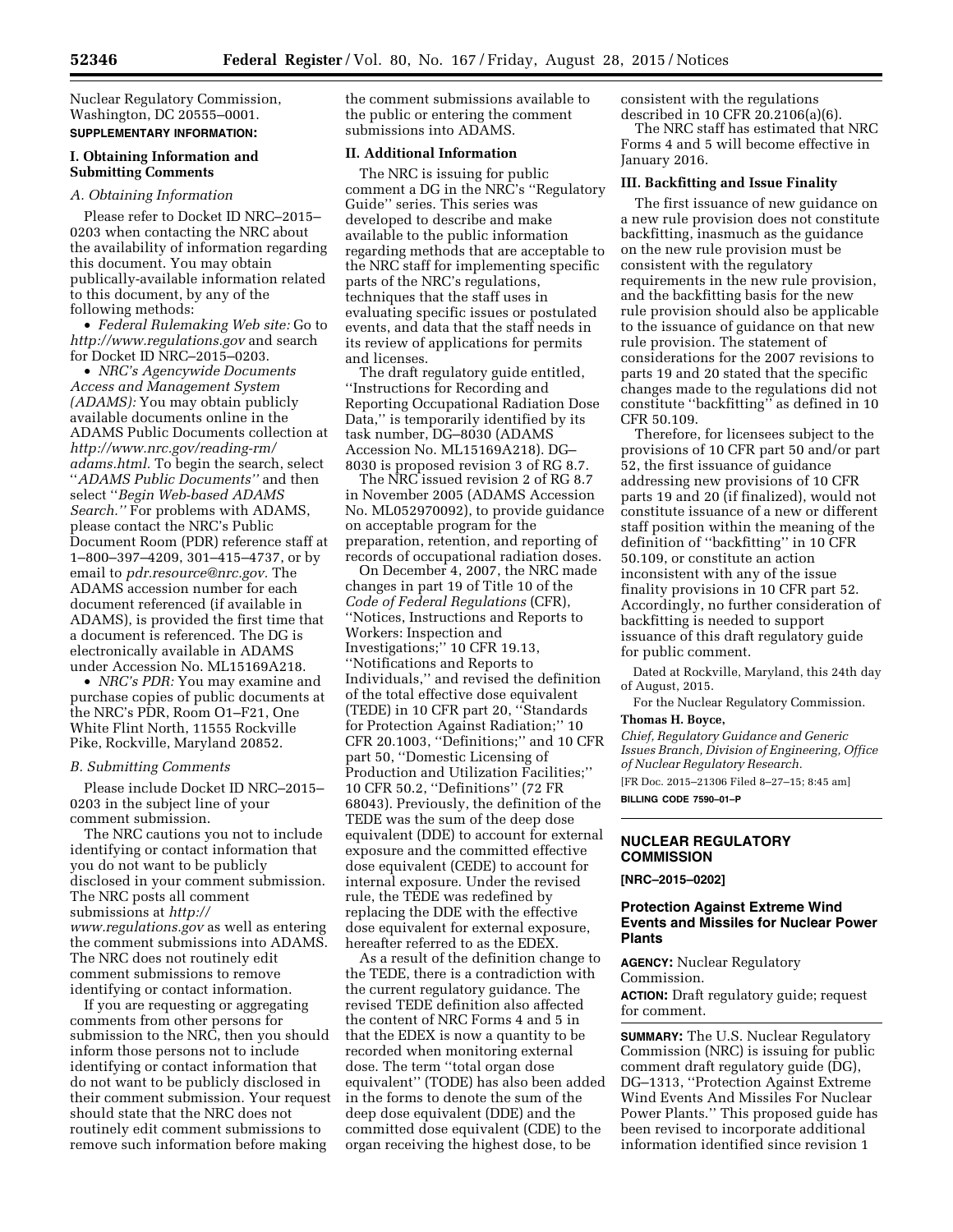Nuclear Regulatory Commission, Washington, DC 20555–0001.

**SUPPLEMENTARY INFORMATION:**

## I. Obtaining Information and Submitting Comments

### *A. Obtaining Information*

Please refer to Docket ID NRC–2015–0203 when contacting the NRC about the availability of information regarding this document. You may obtain publically-available information related to this document, by any of the following methods:

- *Federal Rulemaking Web site:* Go to *http://www.regulations.gov* and search for Docket ID NRC–2015–0203.
- *NRC's Agencywide Documents Access and Management System (ADAMS):* You may obtain publicly available documents online in the ADAMS Public Documents collection at *http://www.nrc.gov/reading-rm/adams.html.* To begin the search, select ''*ADAMS Public Documents''* and then select ''*Begin Web-based ADAMS Search.''* For problems with ADAMS, please contact the NRC's Public Document Room (PDR) reference staff at 1–800–397–4209, 301–415–4737, or by email to *pdr.resource@nrc.gov.* The ADAMS accession number for each document referenced (if available in ADAMS), is provided the first time that a document is referenced. The DG is electronically available in ADAMS under Accession No. ML15169A218.
- *NRC's PDR:* You may examine and purchase copies of public documents at the NRC's PDR, Room O1–F21, One White Flint North, 11555 Rockville Pike, Rockville, Maryland 20852.

### *B. Submitting Comments*

Please include Docket ID NRC–2015–0203 in the subject line of your comment submission.

The NRC cautions you not to include identifying or contact information that you do not want to be publicly disclosed in your comment submission. The NRC posts all comment submissions at *http://www.regulations.gov* as well as entering the comment submissions into ADAMS. The NRC does not routinely edit comment submissions to remove identifying or contact information.

If you are requesting or aggregating comments from other persons for submission to the NRC, then you should inform those persons not to include identifying or contact information that do not want to be publicly disclosed in their comment submission. Your request should state that the NRC does not routinely edit comment submissions to remove such information before making the comment submissions available to the public or entering the comment submissions into ADAMS.

## II. Additional Information

The NRC is issuing for public comment a DG in the NRC's ''Regulatory Guide'' series. This series was developed to describe and make available to the public information regarding methods that are acceptable to the NRC staff for implementing specific parts of the NRC's regulations, techniques that the staff uses in evaluating specific issues or postulated events, and data that the staff needs in its review of applications for permits and licenses.

The draft regulatory guide entitled, ''Instructions for Recording and Reporting Occupational Radiation Dose Data,'' is temporarily identified by its task number, DG–8030 (ADAMS Accession No. ML15169A218). DG–8030 is proposed revision 3 of RG 8.7.

The NRC issued revision 2 of RG 8.7 in November 2005 (ADAMS Accession No. ML052970092), to provide guidance on acceptable program for the preparation, retention, and reporting of records of occupational radiation doses.

On December 4, 2007, the NRC made changes in part 19 of Title 10 of the *Code of Federal Regulations* (CFR), ''Notices, Instructions and Reports to Workers: Inspection and Investigations;'' 10 CFR 19.13, ''Notifications and Reports to Individuals,'' and revised the definition of the total effective dose equivalent (TEDE) in 10 CFR part 20, ''Standards for Protection Against Radiation;'' 10 CFR 20.1003, ''Definitions;'' and 10 CFR part 50, ''Domestic Licensing of Production and Utilization Facilities;'' 10 CFR 50.2, ''Definitions'' (72 FR 68043). Previously, the definition of the TEDE was the sum of the deep dose equivalent (DDE) to account for external exposure and the committed effective dose equivalent (CEDE) to account for internal exposure. Under the revised rule, the TEDE was redefined by replacing the DDE with the effective dose equivalent for external exposure, hereafter referred to as the EDEX.

As a result of the definition change to the TEDE, there is a contradiction with the current regulatory guidance. The revised TEDE definition also affected the content of NRC Forms 4 and 5 in that the EDEX is now a quantity to be recorded when monitoring external dose. The term ''total organ dose equivalent'' (TODE) has also been added in the forms to denote the sum of the deep dose equivalent (DDE) and the committed dose equivalent (CDE) to the organ receiving the highest dose, to be consistent with the regulations described in 10 CFR 20.2106(a)(6).

The NRC staff has estimated that NRC Forms 4 and 5 will become effective in January 2016.

## III. Backfitting and Issue Finality

The first issuance of new guidance on a new rule provision does not constitute backfitting, inasmuch as the guidance on the new rule provision must be consistent with the regulatory requirements in the new rule provision, and the backfitting basis for the new rule provision should also be applicable to the issuance of guidance on that new rule provision. The statement of considerations for the 2007 revisions to parts 19 and 20 stated that the specific changes made to the regulations did not constitute ''backfitting'' as defined in 10 CFR 50.109.

Therefore, for licensees subject to the provisions of 10 CFR part 50 and/or part 52, the first issuance of guidance addressing new provisions of 10 CFR parts 19 and 20 (if finalized), would not constitute issuance of a new or different staff position within the meaning of the definition of ''backfitting'' in 10 CFR 50.109, or constitute an action inconsistent with any of the issue finality provisions in 10 CFR part 52. Accordingly, no further consideration of backfitting is needed to support issuance of this draft regulatory guide for public comment.

Dated at Rockville, Maryland, this 24th day of August, 2015.

For the Nuclear Regulatory Commission.

**Thomas H. Boyce,**

*Chief, Regulatory Guidance and Generic Issues Branch, Division of Engineering, Office of Nuclear Regulatory Research.*

[FR Doc. 2015–21306 Filed 8–27–15; 8:45 am]

**BILLING CODE 7590–01–P**

---

# NUCLEAR REGULATORY COMMISSION

**[NRC–2015–0202]**

## Protection Against Extreme Wind Events and Missiles for Nuclear Power Plants

**AGENCY:** Nuclear Regulatory Commission.

**ACTION:** Draft regulatory guide; request for comment.

**SUMMARY:** The U.S. Nuclear Regulatory Commission (NRC) is issuing for public comment draft regulatory guide (DG), DG–1313, ''Protection Against Extreme Wind Events And Missiles For Nuclear Power Plants.'' This proposed guide has been revised to incorporate additional information identified since revision 1